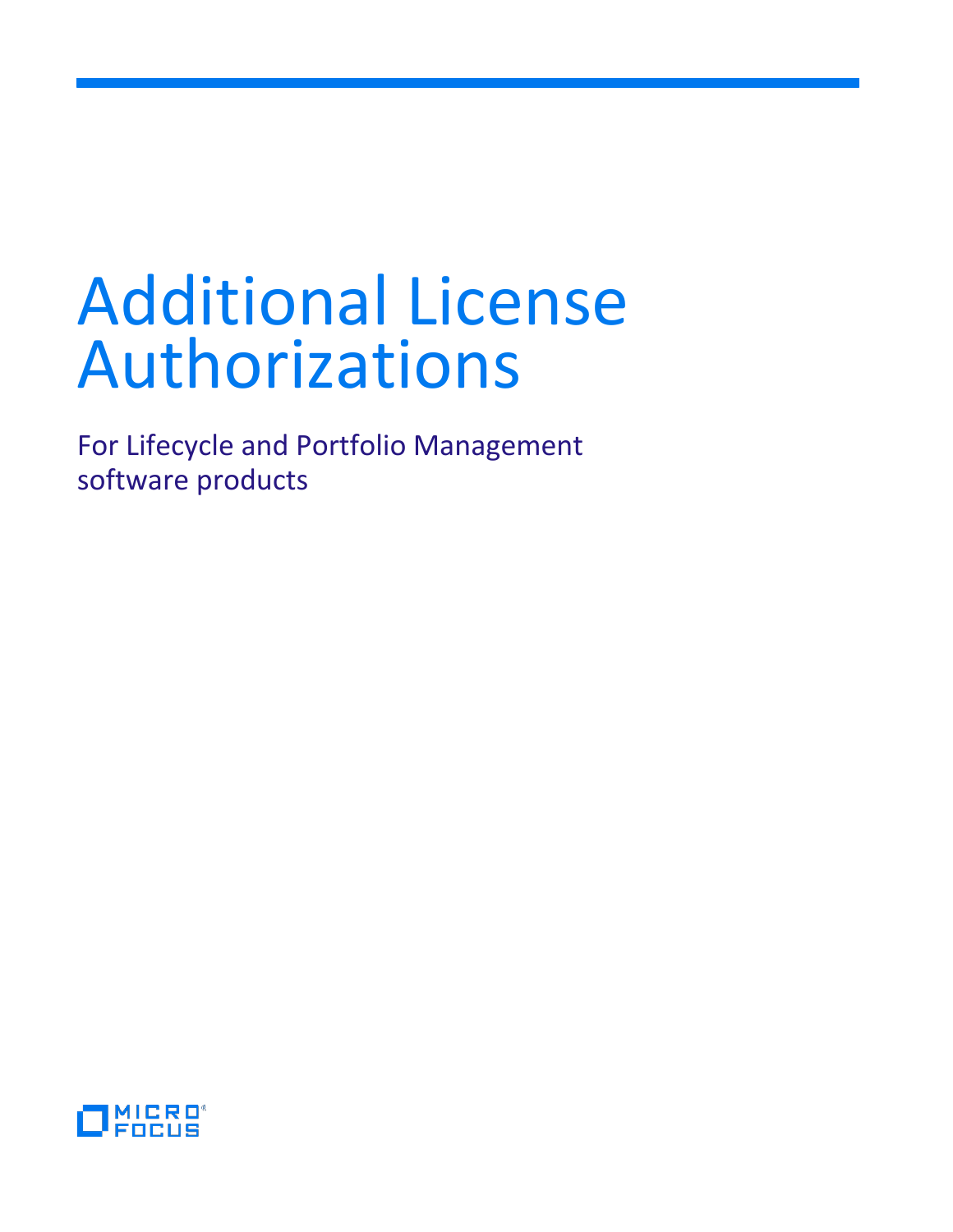# Additional License Authorizations

For Lifecycle and Portfolio Management software products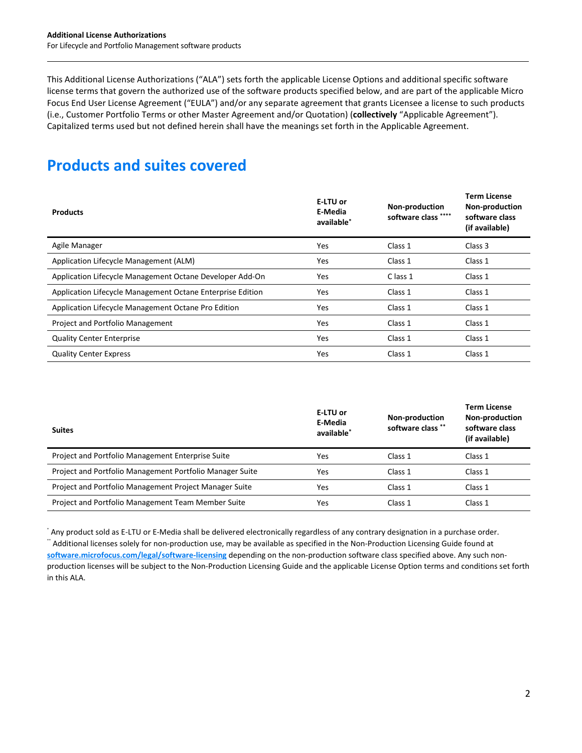This Additional License Authorizations ("ALA") sets forth the applicable License Options and additional specific software license terms that govern the authorized use of the software products specified below, and are part of the applicable Micro Focus End User License Agreement ("EULA") and/or any separate agreement that grants Licensee a license to such products (i.e., Customer Portfolio Terms or other Master Agreement and/or Quotation) (**collectively** "Applicable Agreement"). Capitalized terms used but not defined herein shall have the meanings set forth in the Applicable Agreement.

## Products and suites covered

| Products | E-LTU or E-Media available* | Non-production software class **** | Term License Non-production software class (if available) |
|---|---|---|---|
| Agile Manager | Yes | Class 1 | Class 3 |
| Application Lifecycle Management (ALM) | Yes | Class 1 | Class 1 |
| Application Lifecycle Management Octane Developer Add-On | Yes | C lass 1 | Class 1 |
| Application Lifecycle Management Octane Enterprise Edition | Yes | Class 1 | Class 1 |
| Application Lifecycle Management Octane Pro Edition | Yes | Class 1 | Class 1 |
| Project and Portfolio Management | Yes | Class 1 | Class 1 |
| Quality Center Enterprise | Yes | Class 1 | Class 1 |
| Quality Center Express | Yes | Class 1 | Class 1 |

| Suites | E-LTU or E-Media available* | Non-production software class ** | Term License Non-production software class (if available) |
|---|---|---|---|
| Project and Portfolio Management Enterprise Suite | Yes | Class 1 | Class 1 |
| Project and Portfolio Management Portfolio Manager Suite | Yes | Class 1 | Class 1 |
| Project and Portfolio Management Project Manager Suite | Yes | Class 1 | Class 1 |
| Project and Portfolio Management Team Member Suite | Yes | Class 1 | Class 1 |

* Any product sold as E-LTU or E-Media shall be delivered electronically regardless of any contrary designation in a purchase order.

** Additional licenses solely for non-production use, may be available as specified in the Non-Production Licensing Guide found at [software.microfocus.com/legal/software-licensing](software.microfocus.com/legal/software-licensing) depending on the non-production software class specified above. Any such non-production licenses will be subject to the Non-Production Licensing Guide and the applicable License Option terms and conditions set forth in this ALA.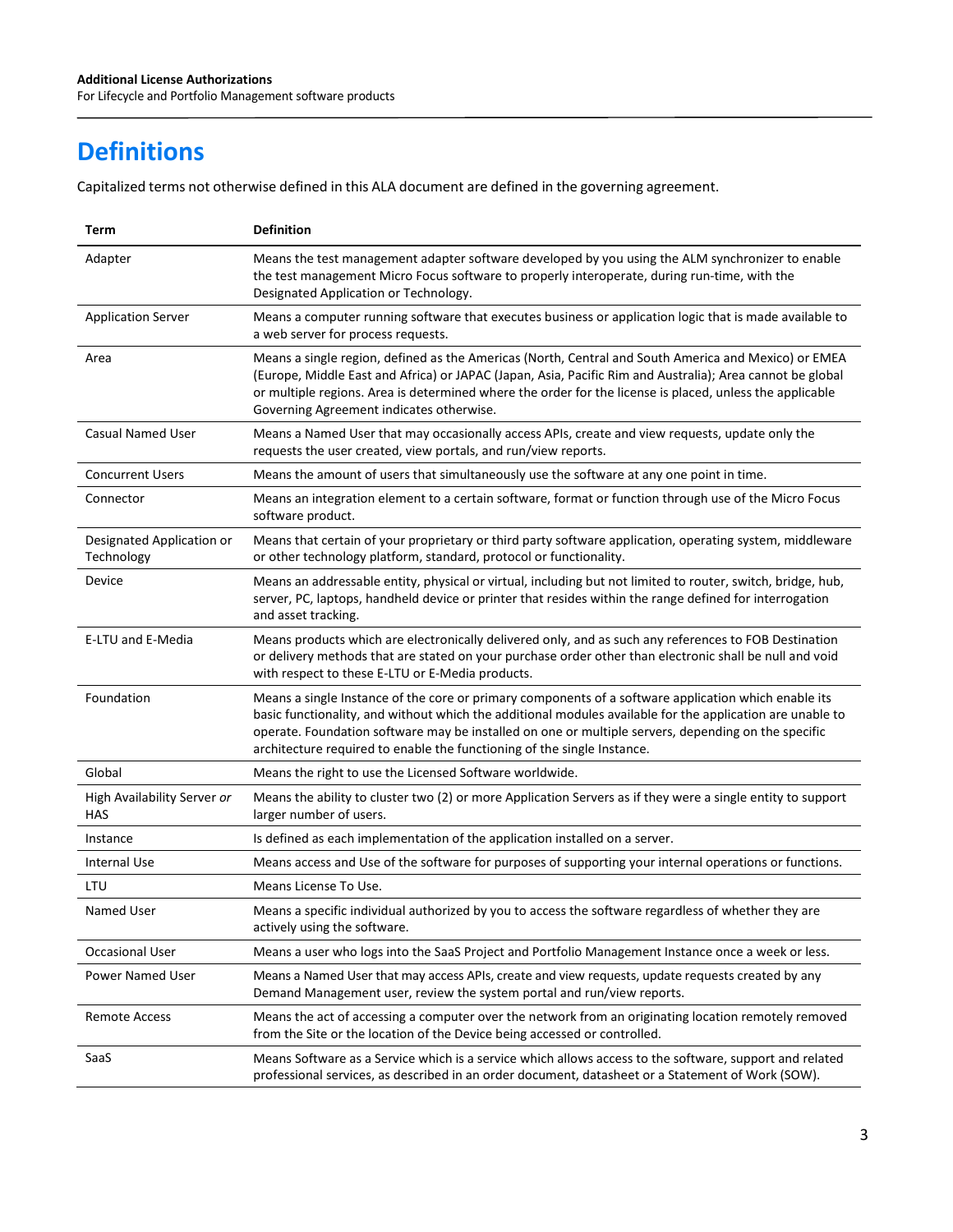# Definitions

Capitalized terms not otherwise defined in this ALA document are defined in the governing agreement.

| Term | Definition |
|---|---|
| Adapter | Means the test management adapter software developed by you using the ALM synchronizer to enable the test management Micro Focus software to properly interoperate, during run-time, with the Designated Application or Technology. |
| Application Server | Means a computer running software that executes business or application logic that is made available to a web server for process requests. |
| Area | Means a single region, defined as the Americas (North, Central and South America and Mexico) or EMEA (Europe, Middle East and Africa) or JAPAC (Japan, Asia, Pacific Rim and Australia); Area cannot be global or multiple regions. Area is determined where the order for the license is placed, unless the applicable Governing Agreement indicates otherwise. |
| Casual Named User | Means a Named User that may occasionally access APIs, create and view requests, update only the requests the user created, view portals, and run/view reports. |
| Concurrent Users | Means the amount of users that simultaneously use the software at any one point in time. |
| Connector | Means an integration element to a certain software, format or function through use of the Micro Focus software product. |
| Designated Application or Technology | Means that certain of your proprietary or third party software application, operating system, middleware or other technology platform, standard, protocol or functionality. |
| Device | Means an addressable entity, physical or virtual, including but not limited to router, switch, bridge, hub, server, PC, laptops, handheld device or printer that resides within the range defined for interrogation and asset tracking. |
| E-LTU and E-Media | Means products which are electronically delivered only, and as such any references to FOB Destination or delivery methods that are stated on your purchase order other than electronic shall be null and void with respect to these E-LTU or E-Media products. |
| Foundation | Means a single Instance of the core or primary components of a software application which enable its basic functionality, and without which the additional modules available for the application are unable to operate. Foundation software may be installed on one or multiple servers, depending on the specific architecture required to enable the functioning of the single Instance. |
| Global | Means the right to use the Licensed Software worldwide. |
| High Availability Server *or* HAS | Means the ability to cluster two (2) or more Application Servers as if they were a single entity to support larger number of users. |
| Instance | Is defined as each implementation of the application installed on a server. |
| Internal Use | Means access and Use of the software for purposes of supporting your internal operations or functions. |
| LTU | Means License To Use. |
| Named User | Means a specific individual authorized by you to access the software regardless of whether they are actively using the software. |
| Occasional User | Means a user who logs into the SaaS Project and Portfolio Management Instance once a week or less. |
| Power Named User | Means a Named User that may access APIs, create and view requests, update requests created by any Demand Management user, review the system portal and run/view reports. |
| Remote Access | Means the act of accessing a computer over the network from an originating location remotely removed from the Site or the location of the Device being accessed or controlled. |
| SaaS | Means Software as a Service which is a service which allows access to the software, support and related professional services, as described in an order document, datasheet or a Statement of Work (SOW). |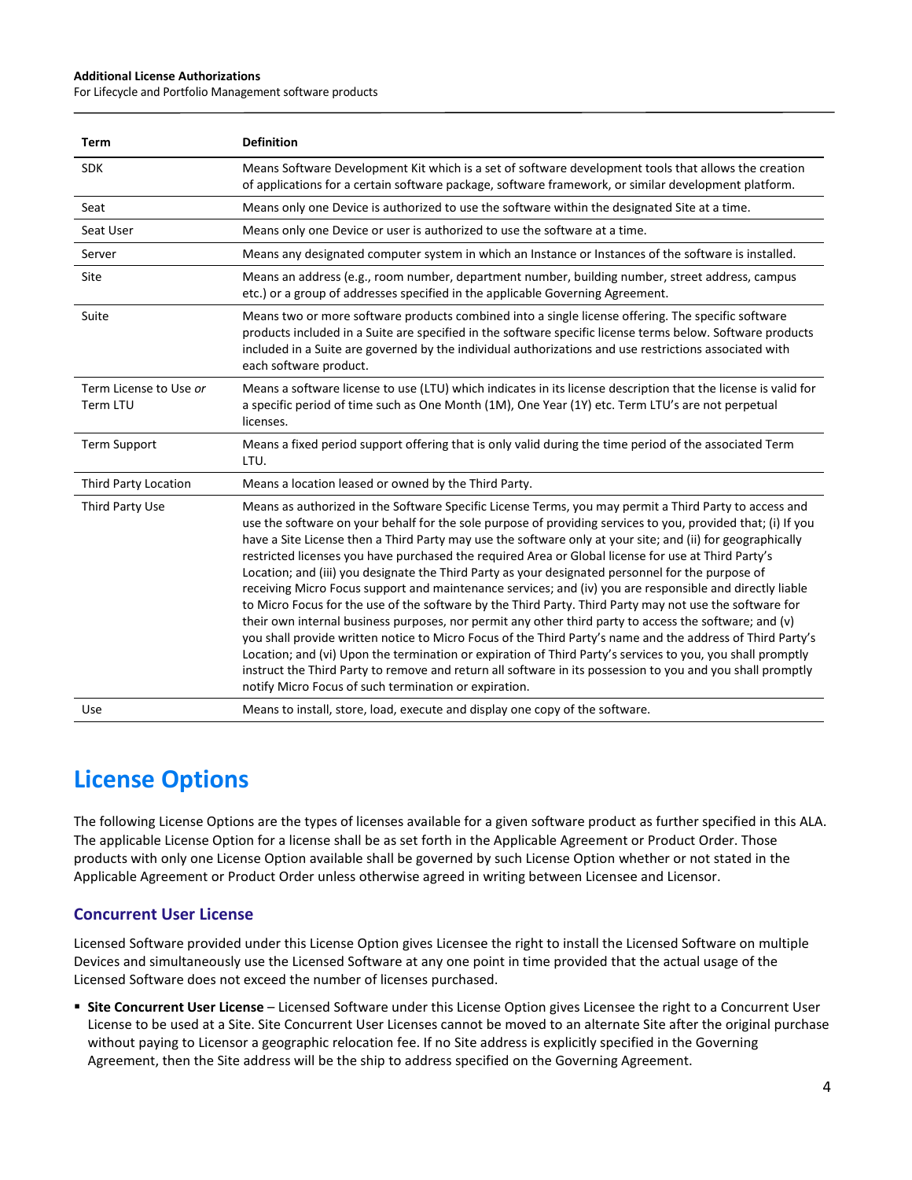| Term | Definition |
| --- | --- |
| SDK | Means Software Development Kit which is a set of software development tools that allows the creation of applications for a certain software package, software framework, or similar development platform. |
| Seat | Means only one Device is authorized to use the software within the designated Site at a time. |
| Seat User | Means only one Device or user is authorized to use the software at a time. |
| Server | Means any designated computer system in which an Instance or Instances of the software is installed. |
| Site | Means an address (e.g., room number, department number, building number, street address, campus etc.) or a group of addresses specified in the applicable Governing Agreement. |
| Suite | Means two or more software products combined into a single license offering. The specific software products included in a Suite are specified in the software specific license terms below. Software products included in a Suite are governed by the individual authorizations and use restrictions associated with each software product. |
| Term License to Use *or* Term LTU | Means a software license to use (LTU) which indicates in its license description that the license is valid for a specific period of time such as One Month (1M), One Year (1Y) etc. Term LTU's are not perpetual licenses. |
| Term Support | Means a fixed period support offering that is only valid during the time period of the associated Term LTU. |
| Third Party Location | Means a location leased or owned by the Third Party. |
| Third Party Use | Means as authorized in the Software Specific License Terms, you may permit a Third Party to access and use the software on your behalf for the sole purpose of providing services to you, provided that; (i) If you have a Site License then a Third Party may use the software only at your site; and (ii) for geographically restricted licenses you have purchased the required Area or Global license for use at Third Party's Location; and (iii) you designate the Third Party as your designated personnel for the purpose of receiving Micro Focus support and maintenance services; and (iv) you are responsible and directly liable to Micro Focus for the use of the software by the Third Party. Third Party may not use the software for their own internal business purposes, nor permit any other third party to access the software; and (v) you shall provide written notice to Micro Focus of the Third Party's name and the address of Third Party's Location; and (vi) Upon the termination or expiration of Third Party's services to you, you shall promptly instruct the Third Party to remove and return all software in its possession to you and you shall promptly notify Micro Focus of such termination or expiration. |
| Use | Means to install, store, load, execute and display one copy of the software. |

# License Options

The following License Options are the types of licenses available for a given software product as further specified in this ALA. The applicable License Option for a license shall be as set forth in the Applicable Agreement or Product Order. Those products with only one License Option available shall be governed by such License Option whether or not stated in the Applicable Agreement or Product Order unless otherwise agreed in writing between Licensee and Licensor.

### Concurrent User License

Licensed Software provided under this License Option gives Licensee the right to install the Licensed Software on multiple Devices and simultaneously use the Licensed Software at any one point in time provided that the actual usage of the Licensed Software does not exceed the number of licenses purchased.

- **Site Concurrent User License** – Licensed Software under this License Option gives Licensee the right to a Concurrent User License to be used at a Site. Site Concurrent User Licenses cannot be moved to an alternate Site after the original purchase without paying to Licensor a geographic relocation fee. If no Site address is explicitly specified in the Governing Agreement, then the Site address will be the ship to address specified on the Governing Agreement.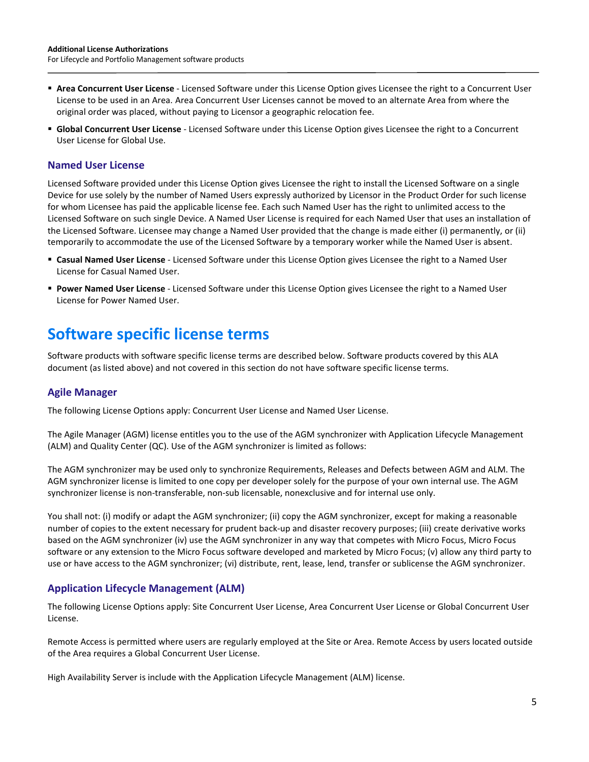- **Area Concurrent User License** - Licensed Software under this License Option gives Licensee the right to a Concurrent User License to be used in an Area. Area Concurrent User Licenses cannot be moved to an alternate Area from where the original order was placed, without paying to Licensor a geographic relocation fee.
- **Global Concurrent User License** - Licensed Software under this License Option gives Licensee the right to a Concurrent User License for Global Use.

### Named User License

Licensed Software provided under this License Option gives Licensee the right to install the Licensed Software on a single Device for use solely by the number of Named Users expressly authorized by Licensor in the Product Order for such license for whom Licensee has paid the applicable license fee. Each such Named User has the right to unlimited access to the Licensed Software on such single Device. A Named User License is required for each Named User that uses an installation of the Licensed Software. Licensee may change a Named User provided that the change is made either (i) permanently, or (ii) temporarily to accommodate the use of the Licensed Software by a temporary worker while the Named User is absent.

- **Casual Named User License** - Licensed Software under this License Option gives Licensee the right to a Named User License for Casual Named User.
- **Power Named User License** - Licensed Software under this License Option gives Licensee the right to a Named User License for Power Named User.

## Software specific license terms

Software products with software specific license terms are described below. Software products covered by this ALA document (as listed above) and not covered in this section do not have software specific license terms.

### Agile Manager

The following License Options apply: Concurrent User License and Named User License.

The Agile Manager (AGM) license entitles you to the use of the AGM synchronizer with Application Lifecycle Management (ALM) and Quality Center (QC). Use of the AGM synchronizer is limited as follows:

The AGM synchronizer may be used only to synchronize Requirements, Releases and Defects between AGM and ALM. The AGM synchronizer license is limited to one copy per developer solely for the purpose of your own internal use. The AGM synchronizer license is non-transferable, non-sub licensable, nonexclusive and for internal use only.

You shall not: (i) modify or adapt the AGM synchronizer; (ii) copy the AGM synchronizer, except for making a reasonable number of copies to the extent necessary for prudent back-up and disaster recovery purposes; (iii) create derivative works based on the AGM synchronizer (iv) use the AGM synchronizer in any way that competes with Micro Focus, Micro Focus software or any extension to the Micro Focus software developed and marketed by Micro Focus; (v) allow any third party to use or have access to the AGM synchronizer; (vi) distribute, rent, lease, lend, transfer or sublicense the AGM synchronizer.

### Application Lifecycle Management (ALM)

The following License Options apply: Site Concurrent User License, Area Concurrent User License or Global Concurrent User License.

Remote Access is permitted where users are regularly employed at the Site or Area. Remote Access by users located outside of the Area requires a Global Concurrent User License.

High Availability Server is include with the Application Lifecycle Management (ALM) license.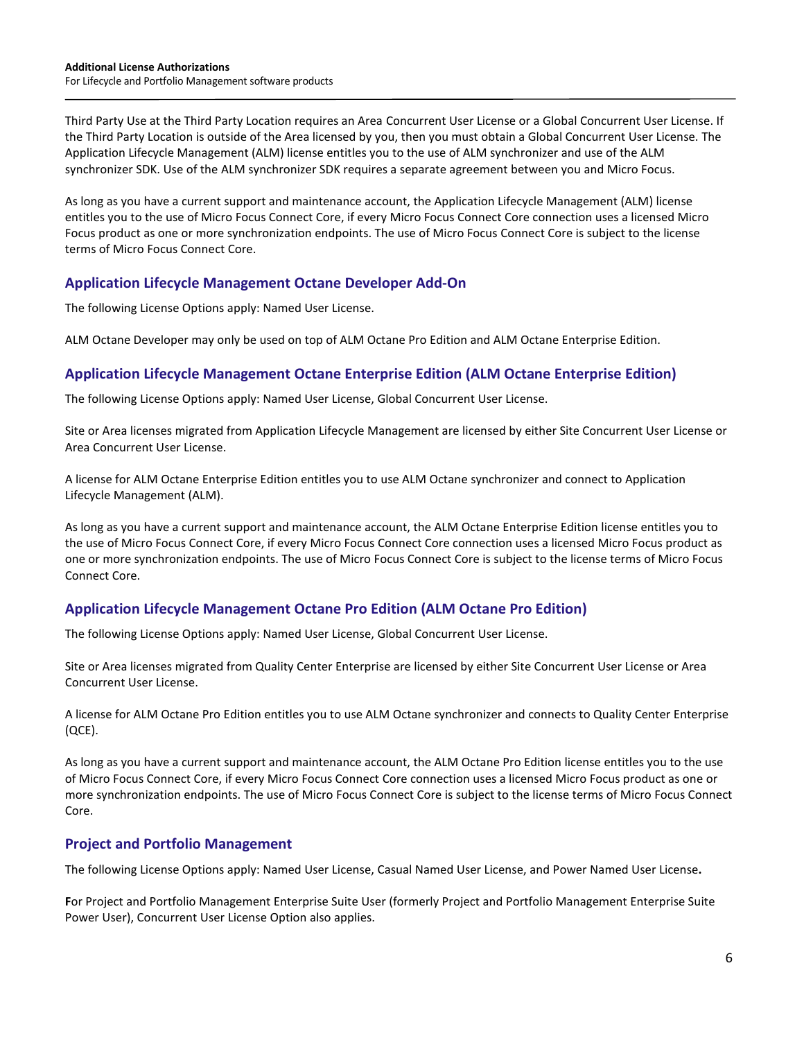Third Party Use at the Third Party Location requires an Area Concurrent User License or a Global Concurrent User License. If the Third Party Location is outside of the Area licensed by you, then you must obtain a Global Concurrent User License. The Application Lifecycle Management (ALM) license entitles you to the use of ALM synchronizer and use of the ALM synchronizer SDK. Use of the ALM synchronizer SDK requires a separate agreement between you and Micro Focus.

As long as you have a current support and maintenance account, the Application Lifecycle Management (ALM) license entitles you to the use of Micro Focus Connect Core, if every Micro Focus Connect Core connection uses a licensed Micro Focus product as one or more synchronization endpoints. The use of Micro Focus Connect Core is subject to the license terms of Micro Focus Connect Core.

### Application Lifecycle Management Octane Developer Add-On

The following License Options apply: Named User License.

ALM Octane Developer may only be used on top of ALM Octane Pro Edition and ALM Octane Enterprise Edition.

### Application Lifecycle Management Octane Enterprise Edition (ALM Octane Enterprise Edition)

The following License Options apply: Named User License, Global Concurrent User License.

Site or Area licenses migrated from Application Lifecycle Management are licensed by either Site Concurrent User License or Area Concurrent User License.

A license for ALM Octane Enterprise Edition entitles you to use ALM Octane synchronizer and connect to Application Lifecycle Management (ALM).

As long as you have a current support and maintenance account, the ALM Octane Enterprise Edition license entitles you to the use of Micro Focus Connect Core, if every Micro Focus Connect Core connection uses a licensed Micro Focus product as one or more synchronization endpoints. The use of Micro Focus Connect Core is subject to the license terms of Micro Focus Connect Core.

### Application Lifecycle Management Octane Pro Edition (ALM Octane Pro Edition)

The following License Options apply: Named User License, Global Concurrent User License.

Site or Area licenses migrated from Quality Center Enterprise are licensed by either Site Concurrent User License or Area Concurrent User License.

A license for ALM Octane Pro Edition entitles you to use ALM Octane synchronizer and connects to Quality Center Enterprise (QCE).

As long as you have a current support and maintenance account, the ALM Octane Pro Edition license entitles you to the use of Micro Focus Connect Core, if every Micro Focus Connect Core connection uses a licensed Micro Focus product as one or more synchronization endpoints. The use of Micro Focus Connect Core is subject to the license terms of Micro Focus Connect Core.

### Project and Portfolio Management

The following License Options apply: Named User License, Casual Named User License, and Power Named User License**.**

**F**or Project and Portfolio Management Enterprise Suite User (formerly Project and Portfolio Management Enterprise Suite Power User), Concurrent User License Option also applies.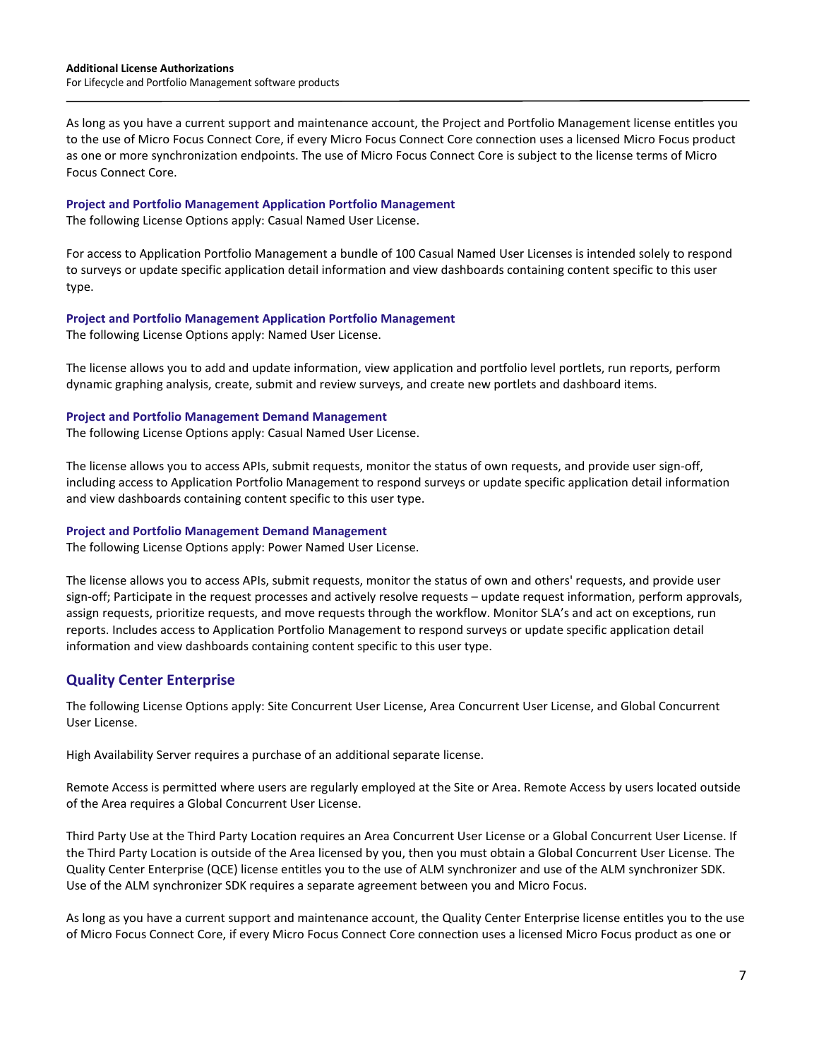As long as you have a current support and maintenance account, the Project and Portfolio Management license entitles you to the use of Micro Focus Connect Core, if every Micro Focus Connect Core connection uses a licensed Micro Focus product as one or more synchronization endpoints. The use of Micro Focus Connect Core is subject to the license terms of Micro Focus Connect Core.

#### Project and Portfolio Management Application Portfolio Management

The following License Options apply: Casual Named User License.

For access to Application Portfolio Management a bundle of 100 Casual Named User Licenses is intended solely to respond to surveys or update specific application detail information and view dashboards containing content specific to this user type.

#### Project and Portfolio Management Application Portfolio Management

The following License Options apply: Named User License.

The license allows you to add and update information, view application and portfolio level portlets, run reports, perform dynamic graphing analysis, create, submit and review surveys, and create new portlets and dashboard items.

#### Project and Portfolio Management Demand Management

The following License Options apply: Casual Named User License.

The license allows you to access APIs, submit requests, monitor the status of own requests, and provide user sign-off, including access to Application Portfolio Management to respond surveys or update specific application detail information and view dashboards containing content specific to this user type.

#### Project and Portfolio Management Demand Management

The following License Options apply: Power Named User License.

The license allows you to access APIs, submit requests, monitor the status of own and others' requests, and provide user sign-off; Participate in the request processes and actively resolve requests – update request information, perform approvals, assign requests, prioritize requests, and move requests through the workflow. Monitor SLA's and act on exceptions, run reports. Includes access to Application Portfolio Management to respond surveys or update specific application detail information and view dashboards containing content specific to this user type.

## Quality Center Enterprise

The following License Options apply: Site Concurrent User License, Area Concurrent User License, and Global Concurrent User License.

High Availability Server requires a purchase of an additional separate license.

Remote Access is permitted where users are regularly employed at the Site or Area. Remote Access by users located outside of the Area requires a Global Concurrent User License.

Third Party Use at the Third Party Location requires an Area Concurrent User License or a Global Concurrent User License. If the Third Party Location is outside of the Area licensed by you, then you must obtain a Global Concurrent User License. The Quality Center Enterprise (QCE) license entitles you to the use of ALM synchronizer and use of the ALM synchronizer SDK. Use of the ALM synchronizer SDK requires a separate agreement between you and Micro Focus.

As long as you have a current support and maintenance account, the Quality Center Enterprise license entitles you to the use of Micro Focus Connect Core, if every Micro Focus Connect Core connection uses a licensed Micro Focus product as one or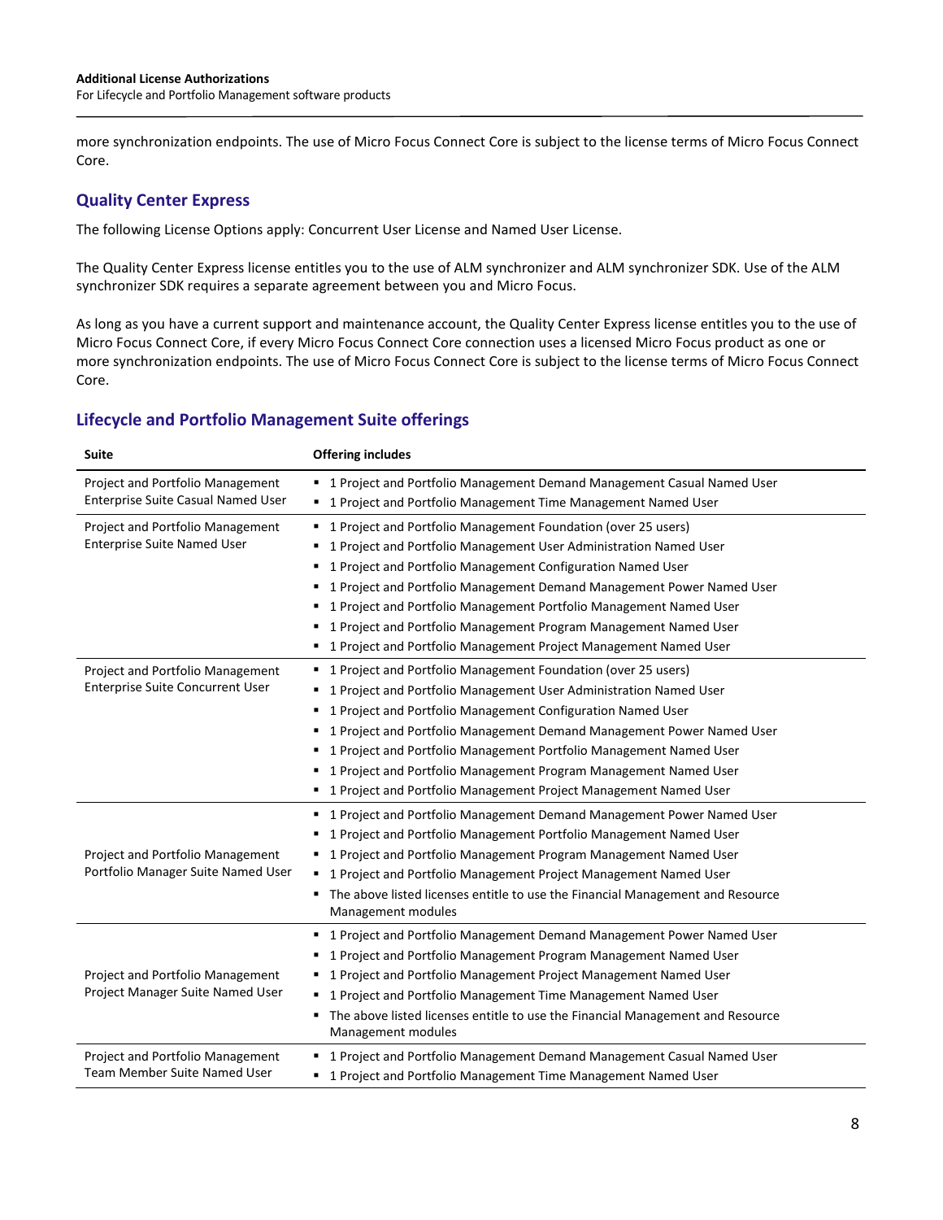more synchronization endpoints. The use of Micro Focus Connect Core is subject to the license terms of Micro Focus Connect Core.

## Quality Center Express

The following License Options apply: Concurrent User License and Named User License.

The Quality Center Express license entitles you to the use of ALM synchronizer and ALM synchronizer SDK. Use of the ALM synchronizer SDK requires a separate agreement between you and Micro Focus.

As long as you have a current support and maintenance account, the Quality Center Express license entitles you to the use of Micro Focus Connect Core, if every Micro Focus Connect Core connection uses a licensed Micro Focus product as one or more synchronization endpoints. The use of Micro Focus Connect Core is subject to the license terms of Micro Focus Connect Core.

## Lifecycle and Portfolio Management Suite offerings

| Suite | Offering includes |
| --- | --- |
| Project and Portfolio Management Enterprise Suite Casual Named User | ▪ 1 Project and Portfolio Management Demand Management Casual Named User<br>▪ 1 Project and Portfolio Management Time Management Named User |
| Project and Portfolio Management Enterprise Suite Named User | ▪ 1 Project and Portfolio Management Foundation (over 25 users)<br>▪ 1 Project and Portfolio Management User Administration Named User<br>▪ 1 Project and Portfolio Management Configuration Named User<br>▪ 1 Project and Portfolio Management Demand Management Power Named User<br>▪ 1 Project and Portfolio Management Portfolio Management Named User<br>▪ 1 Project and Portfolio Management Program Management Named User<br>▪ 1 Project and Portfolio Management Project Management Named User |
| Project and Portfolio Management Enterprise Suite Concurrent User | ▪ 1 Project and Portfolio Management Foundation (over 25 users)<br>▪ 1 Project and Portfolio Management User Administration Named User<br>▪ 1 Project and Portfolio Management Configuration Named User<br>▪ 1 Project and Portfolio Management Demand Management Power Named User<br>▪ 1 Project and Portfolio Management Portfolio Management Named User<br>▪ 1 Project and Portfolio Management Program Management Named User<br>▪ 1 Project and Portfolio Management Project Management Named User |
| Project and Portfolio Management Portfolio Manager Suite Named User | ▪ 1 Project and Portfolio Management Demand Management Power Named User<br>▪ 1 Project and Portfolio Management Portfolio Management Named User<br>▪ 1 Project and Portfolio Management Program Management Named User<br>▪ 1 Project and Portfolio Management Project Management Named User<br>▪ The above listed licenses entitle to use the Financial Management and Resource Management modules |
| Project and Portfolio Management Project Manager Suite Named User | ▪ 1 Project and Portfolio Management Demand Management Power Named User<br>▪ 1 Project and Portfolio Management Program Management Named User<br>▪ 1 Project and Portfolio Management Project Management Named User<br>▪ 1 Project and Portfolio Management Time Management Named User<br>▪ The above listed licenses entitle to use the Financial Management and Resource Management modules |
| Project and Portfolio Management Team Member Suite Named User | ▪ 1 Project and Portfolio Management Demand Management Casual Named User<br>▪ 1 Project and Portfolio Management Time Management Named User |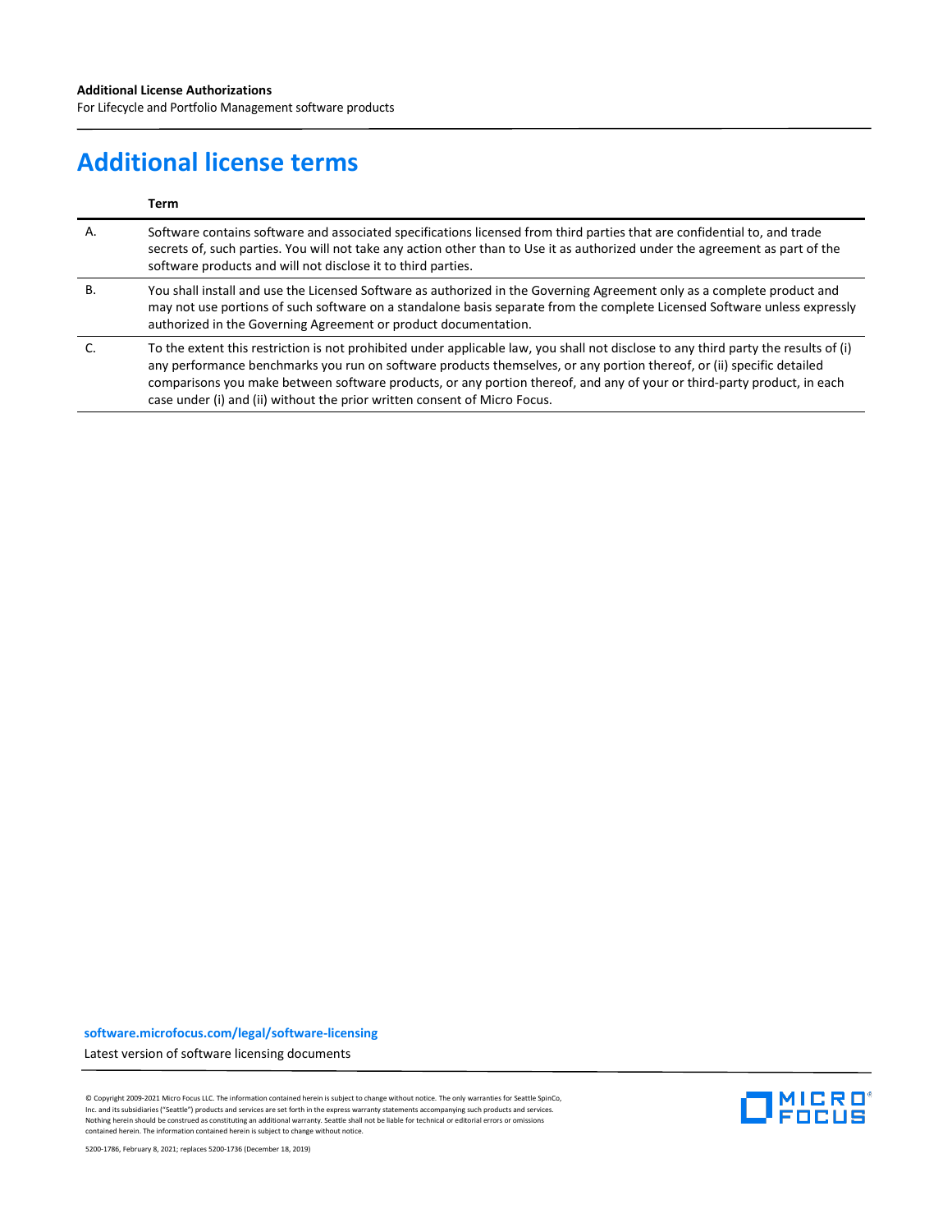# Additional license terms

| | Term |
|---|---|
| A. | Software contains software and associated specifications licensed from third parties that are confidential to, and trade secrets of, such parties. You will not take any action other than to Use it as authorized under the agreement as part of the software products and will not disclose it to third parties. |
| B. | You shall install and use the Licensed Software as authorized in the Governing Agreement only as a complete product and may not use portions of such software on a standalone basis separate from the complete Licensed Software unless expressly authorized in the Governing Agreement or product documentation. |
| C. | To the extent this restriction is not prohibited under applicable law, you shall not disclose to any third party the results of (i) any performance benchmarks you run on software products themselves, or any portion thereof, or (ii) specific detailed comparisons you make between software products, or any portion thereof, and any of your or third-party product, in each case under (i) and (ii) without the prior written consent of Micro Focus. |

**software.microfocus.com/legal/software-licensing**

Latest version of software licensing documents

© Copyright 2009-2021 Micro Focus LLC. The information contained herein is subject to change without notice. The only warranties for Seattle SpinCo, Inc. and its subsidiaries ("Seattle") products and services are set forth in the express warranty statements accompanying such products and services. Nothing herein should be construed as constituting an additional warranty. Seattle shall not be liable for technical or editorial errors or omissions contained herein. The information contained herein is subject to change without notice.

5200-1786, February 8, 2021; replaces 5200-1736 (December 18, 2019)